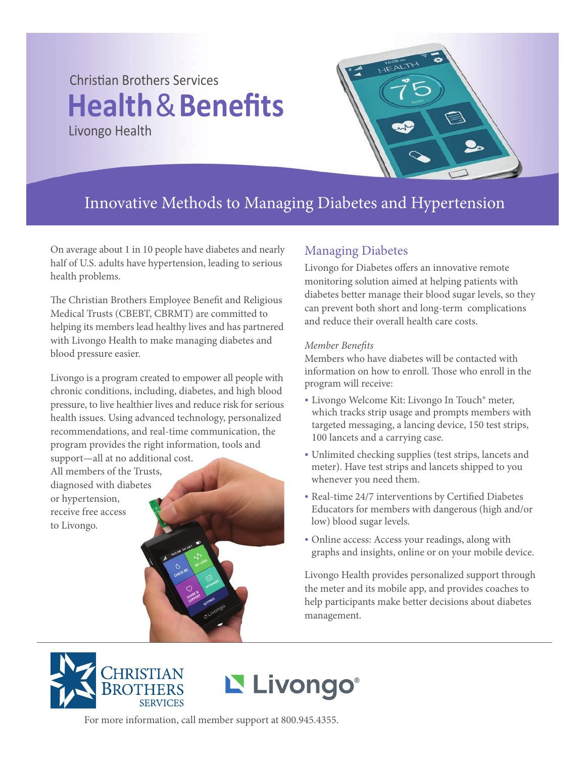Christian Brothers Services

# Health & Benefits

Livongo Health

## Innovative Methods to Managing Diabetes and Hypertension

On average about 1 in 10 people have diabetes and nearly half of U.S. adults have hypertension, leading to serious health problems.

The Christian Brothers Employee Benefit and Religious Medical Trusts (CBEBT, CBRMT) are committed to helping its members lead healthy lives and has partnered with Livongo Health to make managing diabetes and blood pressure easier.

Livongo is a program created to empower all people with chronic conditions, including, diabetes, and high blood pressure, to live healthier lives and reduce risk for serious health issues. Using advanced technology, personalized recommendations, and real-time communication, the program provides the right information, tools and support—all at no additional cost. All members of the Trusts, diagnosed with diabetes or hypertension, receive free access to Livongo.

### Managing Diabetes

Livongo for Diabetes offers an innovative remote monitoring solution aimed at helping patients with diabetes better manage their blood sugar levels, so they can prevent both short and long-term complications and reduce their overall health care costs.

*Member Benefits*

Members who have diabetes will be contacted with information on how to enroll. Those who enroll in the program will receive:

- Livongo Welcome Kit: Livongo In Touch® meter, which tracks strip usage and prompts members with targeted messaging, a lancing device, 150 test strips, 100 lancets and a carrying case.
- Unlimited checking supplies (test strips, lancets and meter). Have test strips and lancets shipped to you whenever you need them.
- Real-time 24/7 interventions by Certified Diabetes Educators for members with dangerous (high and/or low) blood sugar levels.
- Online access: Access your readings, along with graphs and insights, online or on your mobile device.

Livongo Health provides personalized support through the meter and its mobile app, and provides coaches to help participants make better decisions about diabetes management.

For more information, call member support at 800.945.4355.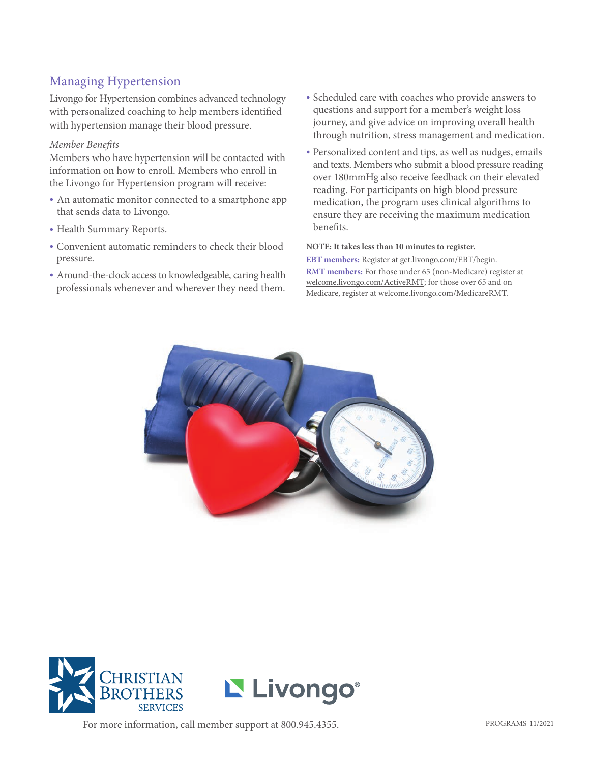## Managing Hypertension

Livongo for Hypertension combines advanced technology with personalized coaching to help members identified with hypertension manage their blood pressure.

*Member Benefits*

Members who have hypertension will be contacted with information on how to enroll. Members who enroll in the Livongo for Hypertension program will receive:

- An automatic monitor connected to a smartphone app that sends data to Livongo.
- Health Summary Reports.
- Convenient automatic reminders to check their blood pressure.
- Around-the-clock access to knowledgeable, caring health professionals whenever and wherever they need them.
- Scheduled care with coaches who provide answers to questions and support for a member's weight loss journey, and give advice on improving overall health through nutrition, stress management and medication.
- Personalized content and tips, as well as nudges, emails and texts. Members who submit a blood pressure reading over 180mmHg also receive feedback on their elevated reading. For participants on high blood pressure medication, the program uses clinical algorithms to ensure they are receiving the maximum medication benefits.

**NOTE: It takes less than 10 minutes to register.**

**EBT members:** Register at get.livongo.com/EBT/begin.

**RMT members:** For those under 65 (non-Medicare) register at welcome.livongo.com/ActiveRMT; for those over 65 and on Medicare, register at welcome.livongo.com/MedicareRMT.

CHRISTIAN BROTHERS SERVICES

Livongo®

For more information, call member support at 800.945.4355.

PROGRAMS-11/2021